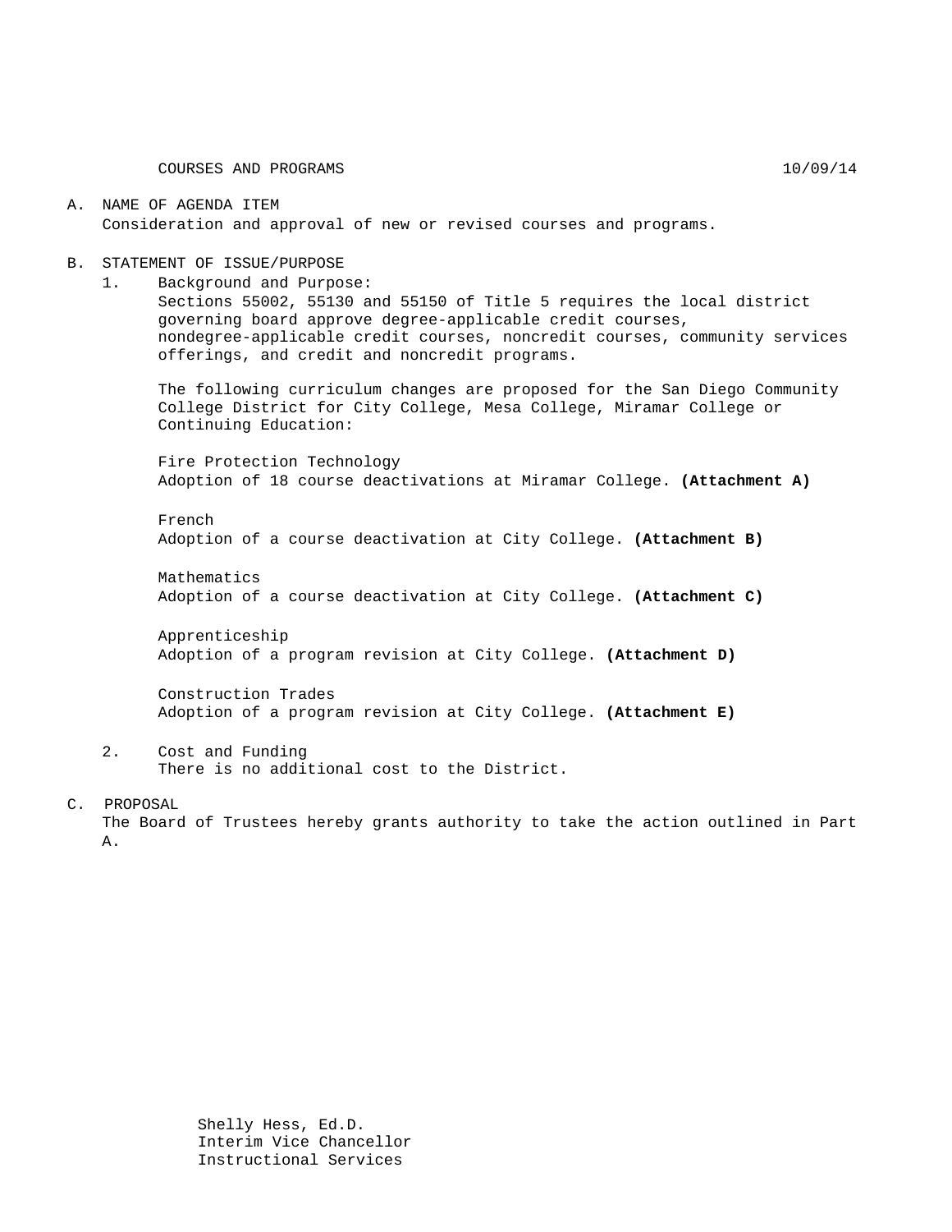COURSES AND PROGRAMS 10/09/14

A. NAME OF AGENDA ITEM
Consideration and approval of new or revised courses and programs.

B. STATEMENT OF ISSUE/PURPOSE

1. Background and Purpose:
Sections 55002, 55130 and 55150 of Title 5 requires the local district governing board approve degree-applicable credit courses, nondegree-applicable credit courses, noncredit courses, community services offerings, and credit and noncredit programs.

   The following curriculum changes are proposed for the San Diego Community College District for City College, Mesa College, Miramar College or Continuing Education:

   Fire Protection Technology
   Adoption of 18 course deactivations at Miramar College. **(Attachment A)**

   French
   Adoption of a course deactivation at City College. **(Attachment B)**

   Mathematics
   Adoption of a course deactivation at City College. **(Attachment C)**

   Apprenticeship
   Adoption of a program revision at City College. **(Attachment D)**

   Construction Trades
   Adoption of a program revision at City College. **(Attachment E)**

2. Cost and Funding
There is no additional cost to the District.

C. PROPOSAL
The Board of Trustees hereby grants authority to take the action outlined in Part A.

Shelly Hess, Ed.D.
Interim Vice Chancellor
Instructional Services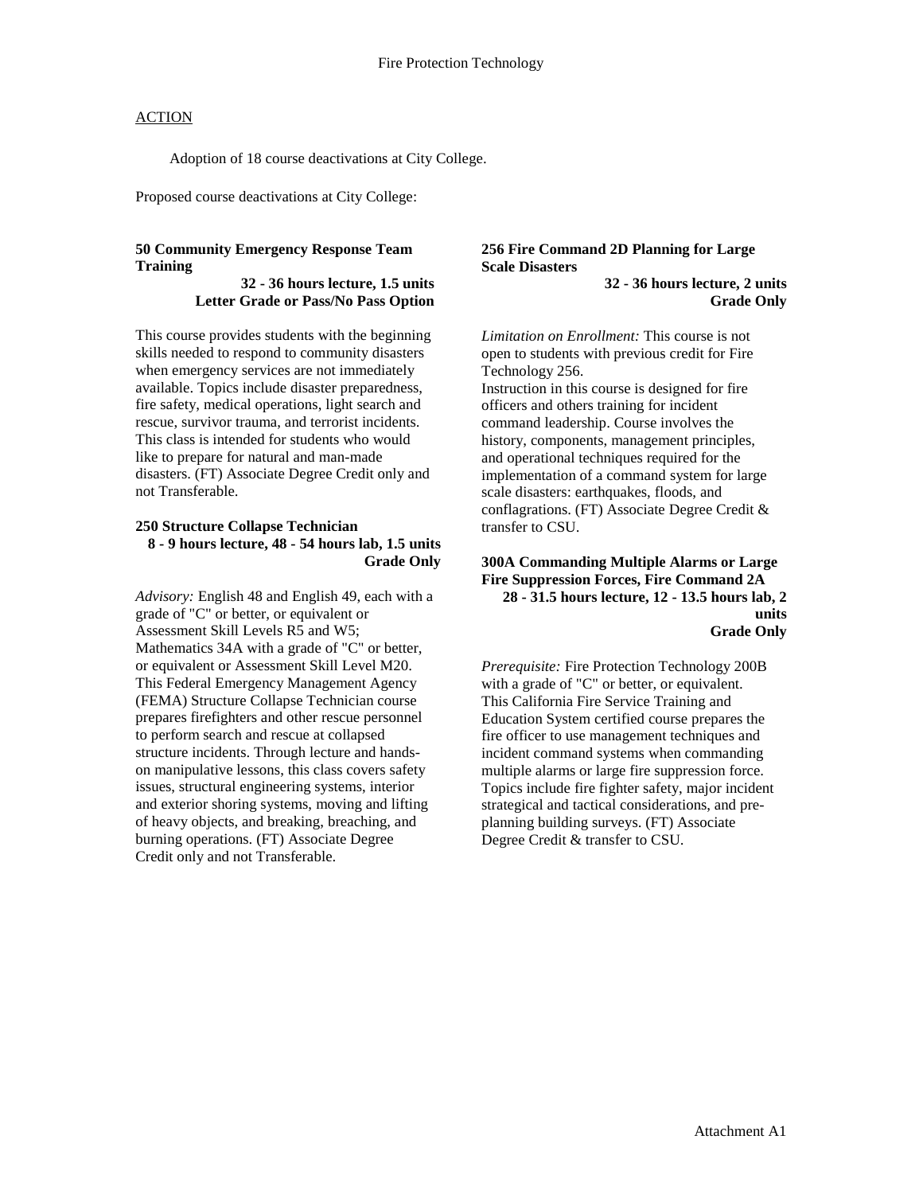## Fire Protection Technology

ACTION

Adoption of 18 course deactivations at City College.

Proposed course deactivations at City College:

**50 Community Emergency Response Team Training**
**32 - 36 hours lecture, 1.5 units**
**Letter Grade or Pass/No Pass Option**

This course provides students with the beginning skills needed to respond to community disasters when emergency services are not immediately available. Topics include disaster preparedness, fire safety, medical operations, light search and rescue, survivor trauma, and terrorist incidents. This class is intended for students who would like to prepare for natural and man-made disasters. (FT) Associate Degree Credit only and not Transferable.

**250 Structure Collapse Technician**
**8 - 9 hours lecture, 48 - 54 hours lab, 1.5 units**
**Grade Only**

*Advisory:* English 48 and English 49, each with a grade of "C" or better, or equivalent or Assessment Skill Levels R5 and W5; Mathematics 34A with a grade of "C" or better, or equivalent or Assessment Skill Level M20.
This Federal Emergency Management Agency (FEMA) Structure Collapse Technician course prepares firefighters and other rescue personnel to perform search and rescue at collapsed structure incidents. Through lecture and hands-on manipulative lessons, this class covers safety issues, structural engineering systems, interior and exterior shoring systems, moving and lifting of heavy objects, and breaking, breaching, and burning operations. (FT) Associate Degree Credit only and not Transferable.

**256 Fire Command 2D Planning for Large Scale Disasters**
**32 - 36 hours lecture, 2 units**
**Grade Only**

*Limitation on Enrollment:* This course is not open to students with previous credit for Fire Technology 256.
Instruction in this course is designed for fire officers and others training for incident command leadership. Course involves the history, components, management principles, and operational techniques required for the implementation of a command system for large scale disasters: earthquakes, floods, and conflagrations. (FT) Associate Degree Credit & transfer to CSU.

**300A Commanding Multiple Alarms or Large Fire Suppression Forces, Fire Command 2A**
**28 - 31.5 hours lecture, 12 - 13.5 hours lab, 2 units**
**Grade Only**

*Prerequisite:* Fire Protection Technology 200B with a grade of "C" or better, or equivalent.
This California Fire Service Training and Education System certified course prepares the fire officer to use management techniques and incident command systems when commanding multiple alarms or large fire suppression force. Topics include fire fighter safety, major incident strategical and tactical considerations, and pre-planning building surveys. (FT) Associate Degree Credit & transfer to CSU.

Attachment A1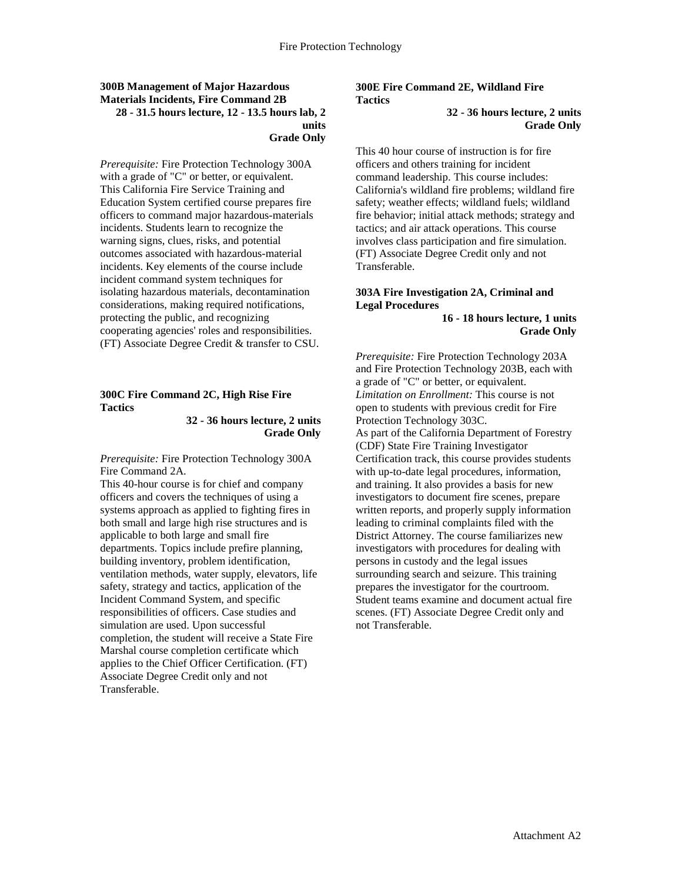### 300B Management of Major Hazardous Materials Incidents, Fire Command 2B

**28 - 31.5 hours lecture, 12 - 13.5 hours lab, 2 units**
**Grade Only**

*Prerequisite:* Fire Protection Technology 300A with a grade of "C" or better, or equivalent.
This California Fire Service Training and Education System certified course prepares fire officers to command major hazardous-materials incidents. Students learn to recognize the warning signs, clues, risks, and potential outcomes associated with hazardous-material incidents. Key elements of the course include incident command system techniques for isolating hazardous materials, decontamination considerations, making required notifications, protecting the public, and recognizing cooperating agencies' roles and responsibilities. (FT) Associate Degree Credit & transfer to CSU.

### 300C Fire Command 2C, High Rise Fire Tactics

**32 - 36 hours lecture, 2 units**
**Grade Only**

*Prerequisite:* Fire Protection Technology 300A Fire Command 2A.
This 40-hour course is for chief and company officers and covers the techniques of using a systems approach as applied to fighting fires in both small and large high rise structures and is applicable to both large and small fire departments. Topics include prefire planning, building inventory, problem identification, ventilation methods, water supply, elevators, life safety, strategy and tactics, application of the Incident Command System, and specific responsibilities of officers. Case studies and simulation are used. Upon successful completion, the student will receive a State Fire Marshal course completion certificate which applies to the Chief Officer Certification. (FT) Associate Degree Credit only and not Transferable.

### 300E Fire Command 2E, Wildland Fire Tactics

**32 - 36 hours lecture, 2 units**
**Grade Only**

This 40 hour course of instruction is for fire officers and others training for incident command leadership. This course includes: California's wildland fire problems; wildland fire safety; weather effects; wildland fuels; wildland fire behavior; initial attack methods; strategy and tactics; and air attack operations. This course involves class participation and fire simulation. (FT) Associate Degree Credit only and not Transferable.

### 303A Fire Investigation 2A, Criminal and Legal Procedures

**16 - 18 hours lecture, 1 units**
**Grade Only**

*Prerequisite:* Fire Protection Technology 203A and Fire Protection Technology 203B, each with a grade of "C" or better, or equivalent.
*Limitation on Enrollment:* This course is not open to students with previous credit for Fire Protection Technology 303C.
As part of the California Department of Forestry (CDF) State Fire Training Investigator Certification track, this course provides students with up-to-date legal procedures, information, and training. It also provides a basis for new investigators to document fire scenes, prepare written reports, and properly supply information leading to criminal complaints filed with the District Attorney. The course familiarizes new investigators with procedures for dealing with persons in custody and the legal issues surrounding search and seizure. This training prepares the investigator for the courtroom. Student teams examine and document actual fire scenes. (FT) Associate Degree Credit only and not Transferable.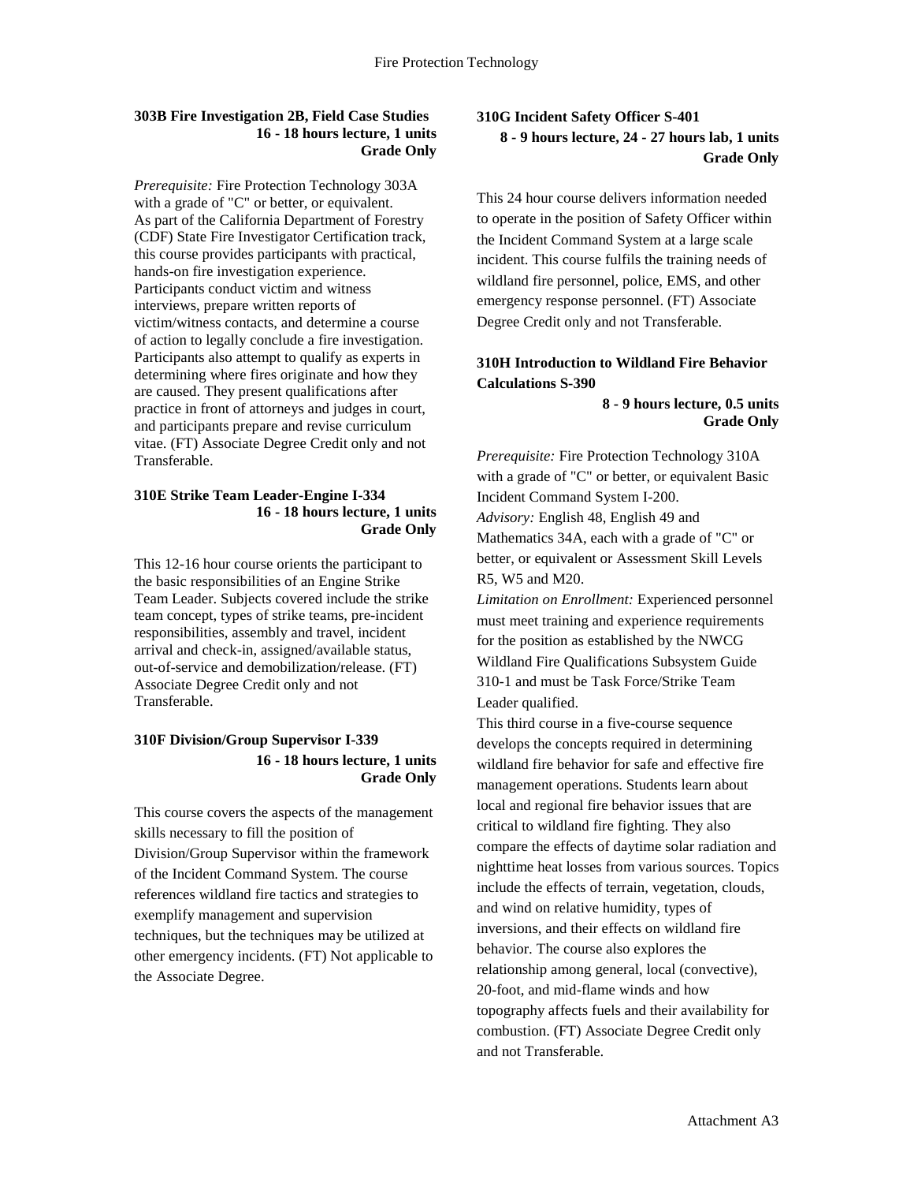### 303B Fire Investigation 2B, Field Case Studies

**16 - 18 hours lecture, 1 units**
**Grade Only**

*Prerequisite:* Fire Protection Technology 303A with a grade of "C" or better, or equivalent.
As part of the California Department of Forestry (CDF) State Fire Investigator Certification track, this course provides participants with practical, hands-on fire investigation experience. Participants conduct victim and witness interviews, prepare written reports of victim/witness contacts, and determine a course of action to legally conclude a fire investigation. Participants also attempt to qualify as experts in determining where fires originate and how they are caused. They present qualifications after practice in front of attorneys and judges in court, and participants prepare and revise curriculum vitae. (FT) Associate Degree Credit only and not Transferable.

### 310E Strike Team Leader-Engine I-334

**16 - 18 hours lecture, 1 units**
**Grade Only**

This 12-16 hour course orients the participant to the basic responsibilities of an Engine Strike Team Leader. Subjects covered include the strike team concept, types of strike teams, pre-incident responsibilities, assembly and travel, incident arrival and check-in, assigned/available status, out-of-service and demobilization/release. (FT) Associate Degree Credit only and not Transferable.

### 310F Division/Group Supervisor I-339

**16 - 18 hours lecture, 1 units**
**Grade Only**

This course covers the aspects of the management skills necessary to fill the position of Division/Group Supervisor within the framework of the Incident Command System. The course references wildland fire tactics and strategies to exemplify management and supervision techniques, but the techniques may be utilized at other emergency incidents. (FT) Not applicable to the Associate Degree.

### 310G Incident Safety Officer S-401

**8 - 9 hours lecture, 24 - 27 hours lab, 1 units**
**Grade Only**

This 24 hour course delivers information needed to operate in the position of Safety Officer within the Incident Command System at a large scale incident. This course fulfils the training needs of wildland fire personnel, police, EMS, and other emergency response personnel. (FT) Associate Degree Credit only and not Transferable.

### 310H Introduction to Wildland Fire Behavior Calculations S-390

**8 - 9 hours lecture, 0.5 units**
**Grade Only**

*Prerequisite:* Fire Protection Technology 310A with a grade of "C" or better, or equivalent Basic Incident Command System I-200.
*Advisory:* English 48, English 49 and Mathematics 34A, each with a grade of "C" or better, or equivalent or Assessment Skill Levels R5, W5 and M20.
*Limitation on Enrollment:* Experienced personnel must meet training and experience requirements for the position as established by the NWCG Wildland Fire Qualifications Subsystem Guide 310-1 and must be Task Force/Strike Team Leader qualified.
This third course in a five-course sequence develops the concepts required in determining wildland fire behavior for safe and effective fire management operations. Students learn about local and regional fire behavior issues that are critical to wildland fire fighting. They also compare the effects of daytime solar radiation and nighttime heat losses from various sources. Topics include the effects of terrain, vegetation, clouds, and wind on relative humidity, types of inversions, and their effects on wildland fire behavior. The course also explores the relationship among general, local (convective), 20-foot, and mid-flame winds and how topography affects fuels and their availability for combustion. (FT) Associate Degree Credit only and not Transferable.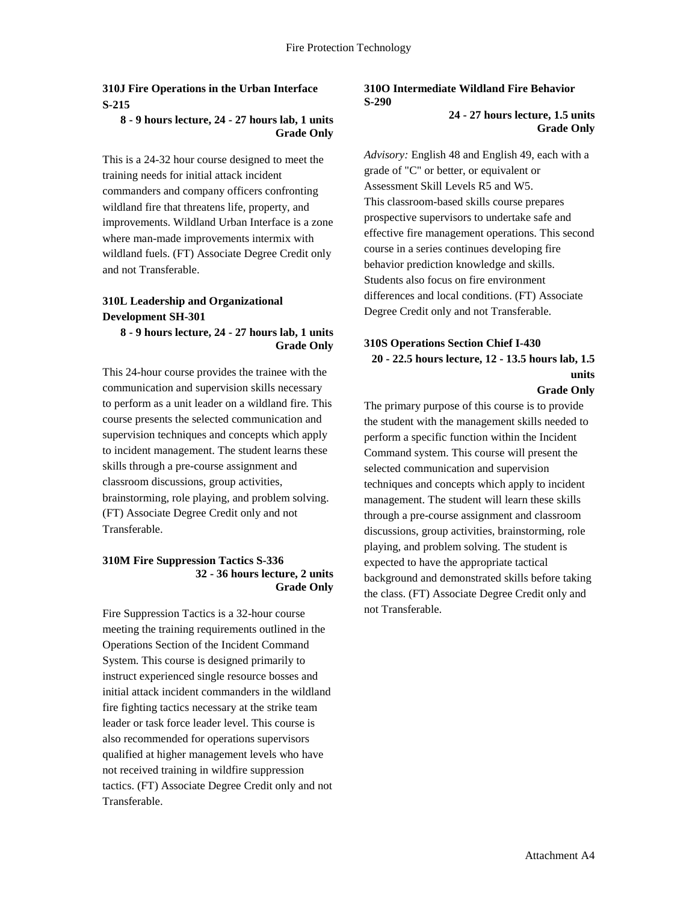### 310J Fire Operations in the Urban Interface S-215

**8 - 9 hours lecture, 24 - 27 hours lab, 1 units**
**Grade Only**

This is a 24-32 hour course designed to meet the training needs for initial attack incident commanders and company officers confronting wildland fire that threatens life, property, and improvements. Wildland Urban Interface is a zone where man-made improvements intermix with wildland fuels. (FT) Associate Degree Credit only and not Transferable.

### 310L Leadership and Organizational Development SH-301

**8 - 9 hours lecture, 24 - 27 hours lab, 1 units**
**Grade Only**

This 24-hour course provides the trainee with the communication and supervision skills necessary to perform as a unit leader on a wildland fire. This course presents the selected communication and supervision techniques and concepts which apply to incident management. The student learns these skills through a pre-course assignment and classroom discussions, group activities, brainstorming, role playing, and problem solving. (FT) Associate Degree Credit only and not Transferable.

### 310M Fire Suppression Tactics S-336

**32 - 36 hours lecture, 2 units**
**Grade Only**

Fire Suppression Tactics is a 32-hour course meeting the training requirements outlined in the Operations Section of the Incident Command System. This course is designed primarily to instruct experienced single resource bosses and initial attack incident commanders in the wildland fire fighting tactics necessary at the strike team leader or task force leader level. This course is also recommended for operations supervisors qualified at higher management levels who have not received training in wildfire suppression tactics. (FT) Associate Degree Credit only and not Transferable.

### 310O Intermediate Wildland Fire Behavior S-290

**24 - 27 hours lecture, 1.5 units**
**Grade Only**

*Advisory:* English 48 and English 49, each with a grade of "C" or better, or equivalent or Assessment Skill Levels R5 and W5.
This classroom-based skills course prepares prospective supervisors to undertake safe and effective fire management operations. This second course in a series continues developing fire behavior prediction knowledge and skills. Students also focus on fire environment differences and local conditions. (FT) Associate Degree Credit only and not Transferable.

### 310S Operations Section Chief I-430

**20 - 22.5 hours lecture, 12 - 13.5 hours lab, 1.5 units**
**Grade Only**

The primary purpose of this course is to provide the student with the management skills needed to perform a specific function within the Incident Command system. This course will present the selected communication and supervision techniques and concepts which apply to incident management. The student will learn these skills through a pre-course assignment and classroom discussions, group activities, brainstorming, role playing, and problem solving. The student is expected to have the appropriate tactical background and demonstrated skills before taking the class. (FT) Associate Degree Credit only and not Transferable.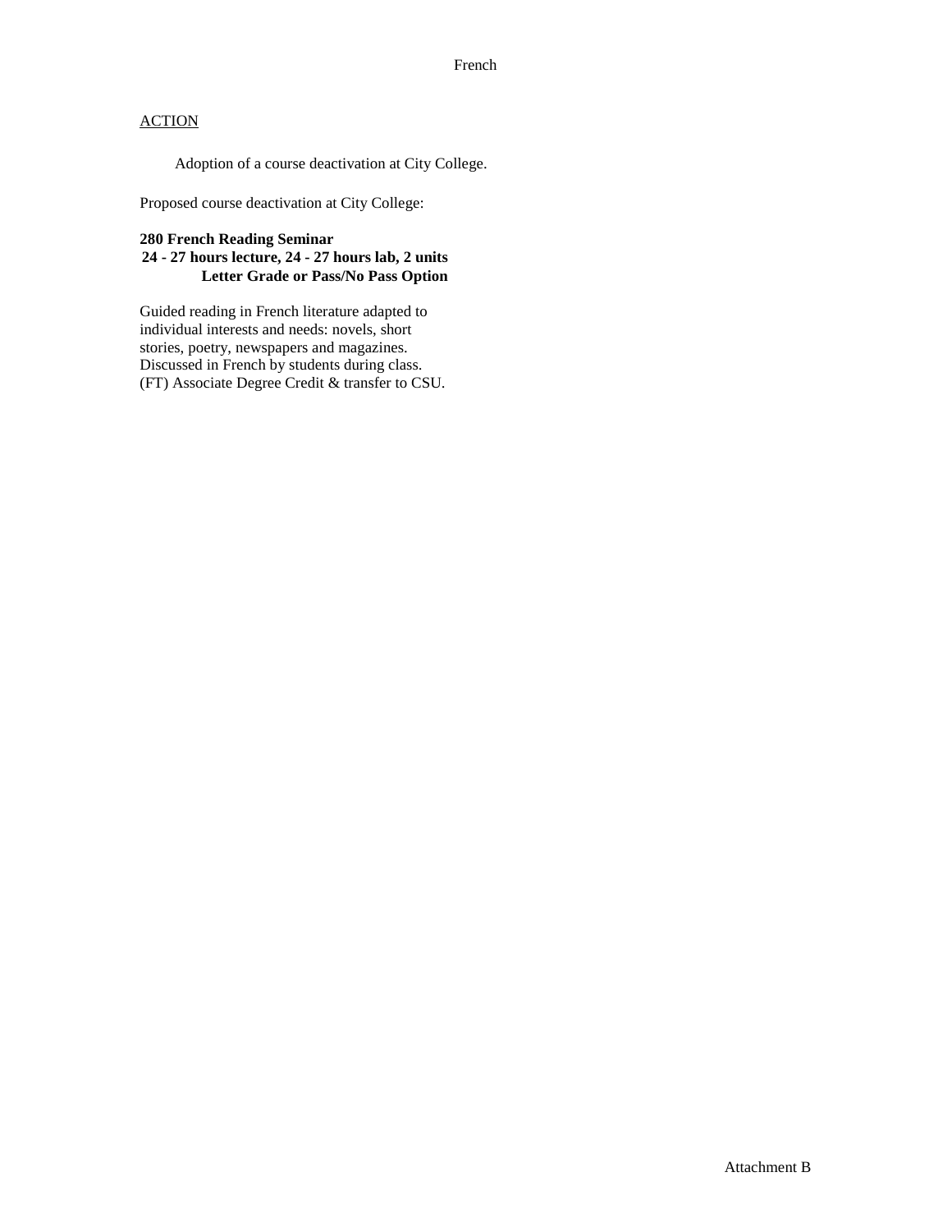ACTION

Adoption of a course deactivation at City College.

Proposed course deactivation at City College:

**280 French Reading Seminar**
**24 - 27 hours lecture, 24 - 27 hours lab, 2 units**
**Letter Grade or Pass/No Pass Option**

Guided reading in French literature adapted to individual interests and needs: novels, short stories, poetry, newspapers and magazines. Discussed in French by students during class. (FT) Associate Degree Credit & transfer to CSU.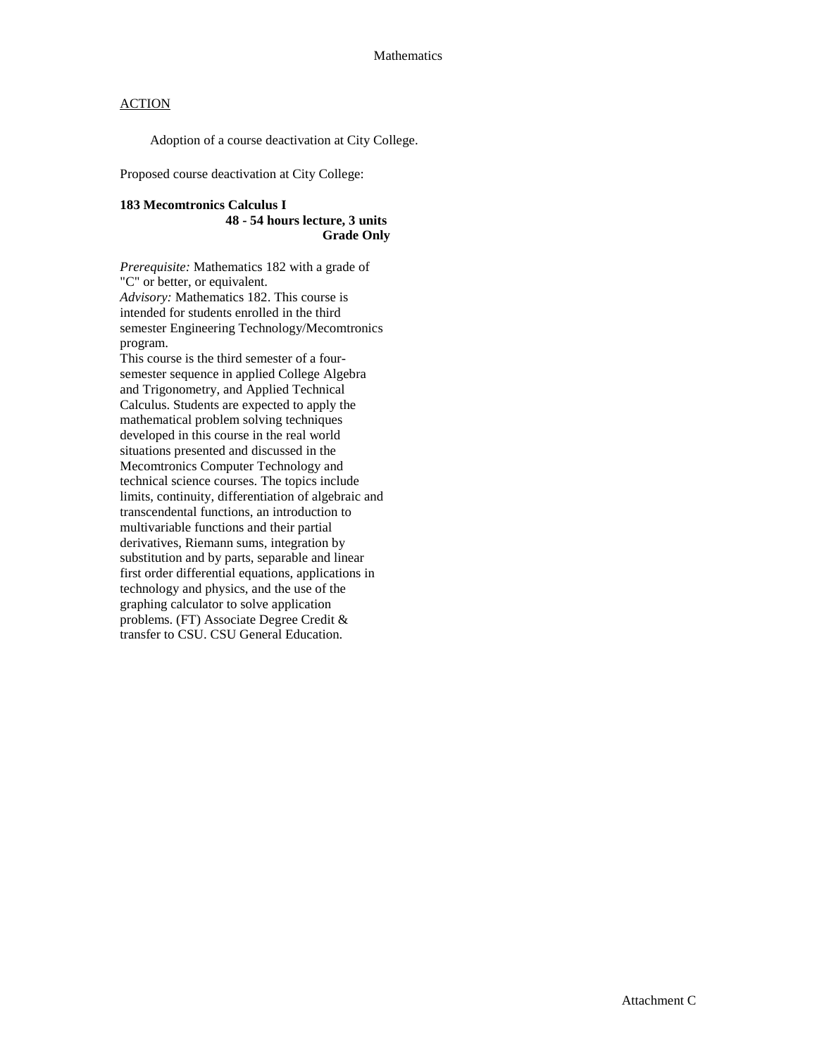Mathematics

ACTION

Adoption of a course deactivation at City College.

Proposed course deactivation at City College:

**183 Mecomtronics Calculus I**
**48 - 54 hours lecture, 3 units**
**Grade Only**

*Prerequisite:* Mathematics 182 with a grade of "C" or better, or equivalent.
*Advisory:* Mathematics 182. This course is intended for students enrolled in the third semester Engineering Technology/Mecomtronics program.
This course is the third semester of a four-semester sequence in applied College Algebra and Trigonometry, and Applied Technical Calculus. Students are expected to apply the mathematical problem solving techniques developed in this course in the real world situations presented and discussed in the Mecomtronics Computer Technology and technical science courses. The topics include limits, continuity, differentiation of algebraic and transcendental functions, an introduction to multivariable functions and their partial derivatives, Riemann sums, integration by substitution and by parts, separable and linear first order differential equations, applications in technology and physics, and the use of the graphing calculator to solve application problems. (FT) Associate Degree Credit & transfer to CSU. CSU General Education.

Attachment C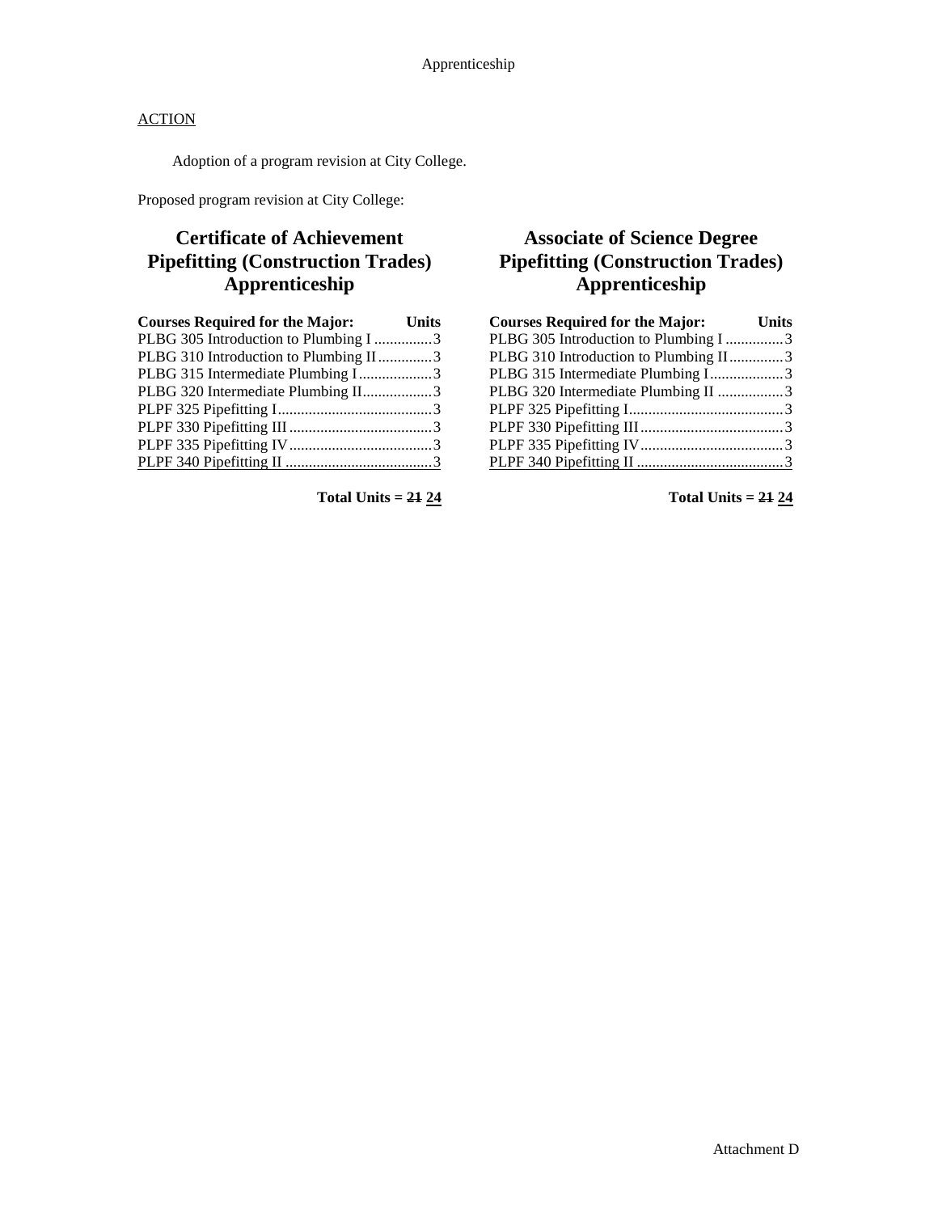Apprenticeship

ACTION

Adoption of a program revision at City College.

Proposed program revision at City College:

## Certificate of Achievement Pipefitting (Construction Trades) Apprenticeship

| Courses Required for the Major: | Units |
|---|---|
| PLBG 305 Introduction to Plumbing I | 3 |
| PLBG 310 Introduction to Plumbing II | 3 |
| PLBG 315 Intermediate Plumbing I | 3 |
| PLBG 320 Intermediate Plumbing II | 3 |
| PLPF 325 Pipefitting I | 3 |
| PLPF 330 Pipefitting III | 3 |
| PLPF 335 Pipefitting IV | 3 |
| PLPF 340 Pipefitting II | 3 |

**Total Units = ~~21~~ 24**

## Associate of Science Degree Pipefitting (Construction Trades) Apprenticeship

| Courses Required for the Major: | Units |
|---|---|
| PLBG 305 Introduction to Plumbing I | 3 |
| PLBG 310 Introduction to Plumbing II | 3 |
| PLBG 315 Intermediate Plumbing I | 3 |
| PLBG 320 Intermediate Plumbing II | 3 |
| PLPF 325 Pipefitting I | 3 |
| PLPF 330 Pipefitting III | 3 |
| PLPF 335 Pipefitting IV | 3 |
| PLPF 340 Pipefitting II | 3 |

**Total Units = ~~21~~ 24**

Attachment D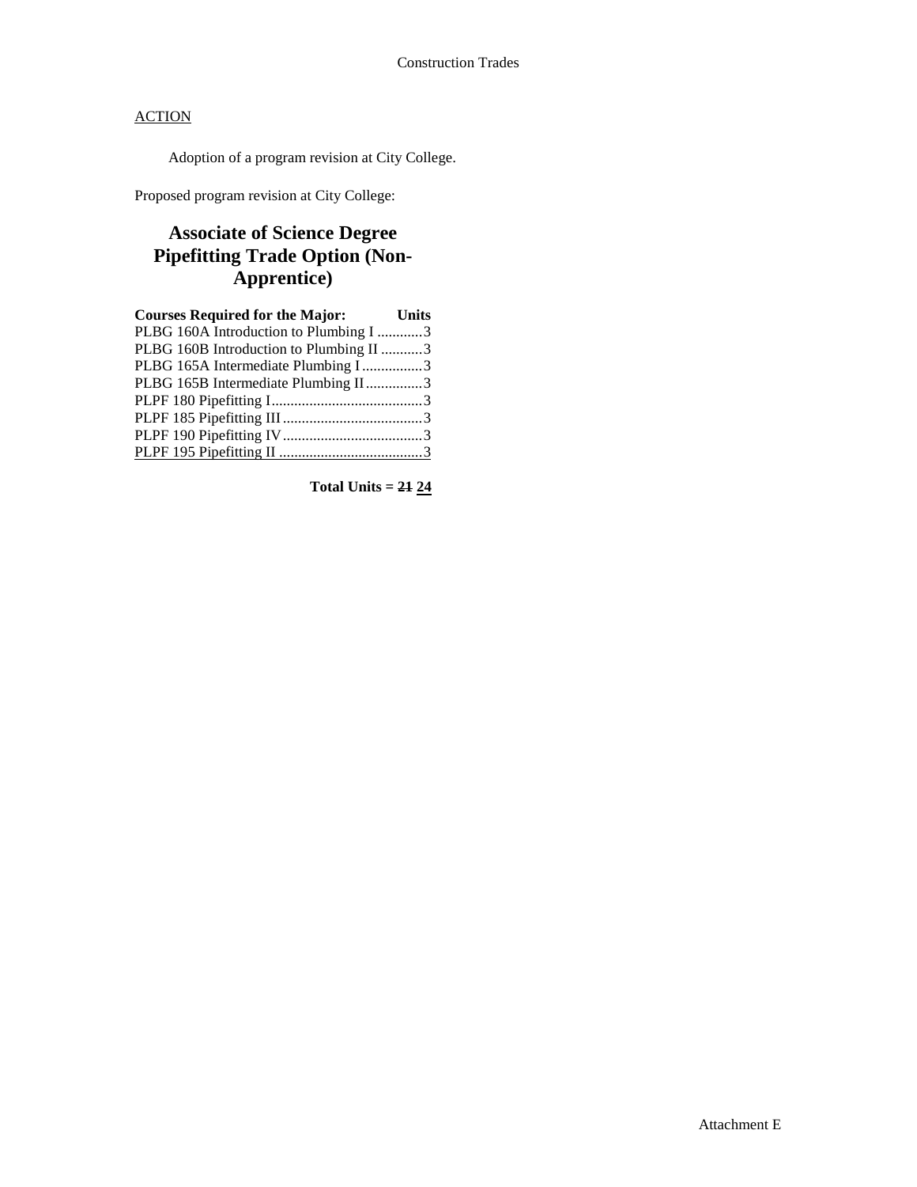Construction Trades

ACTION

Adoption of a program revision at City College.

Proposed program revision at City College:

## Associate of Science Degree Pipefitting Trade Option (Non-Apprentice)

| Courses Required for the Major: | Units |
|---|---|
| PLBG 160A Introduction to Plumbing I | 3 |
| PLBG 160B Introduction to Plumbing II | 3 |
| PLBG 165A Intermediate Plumbing I | 3 |
| PLBG 165B Intermediate Plumbing II | 3 |
| PLPF 180 Pipefitting I | 3 |
| PLPF 185 Pipefitting III | 3 |
| PLPF 190 Pipefitting IV | 3 |
| PLPF 195 Pipefitting II | 3 |

**Total Units = ~~21~~ 24**

Attachment E